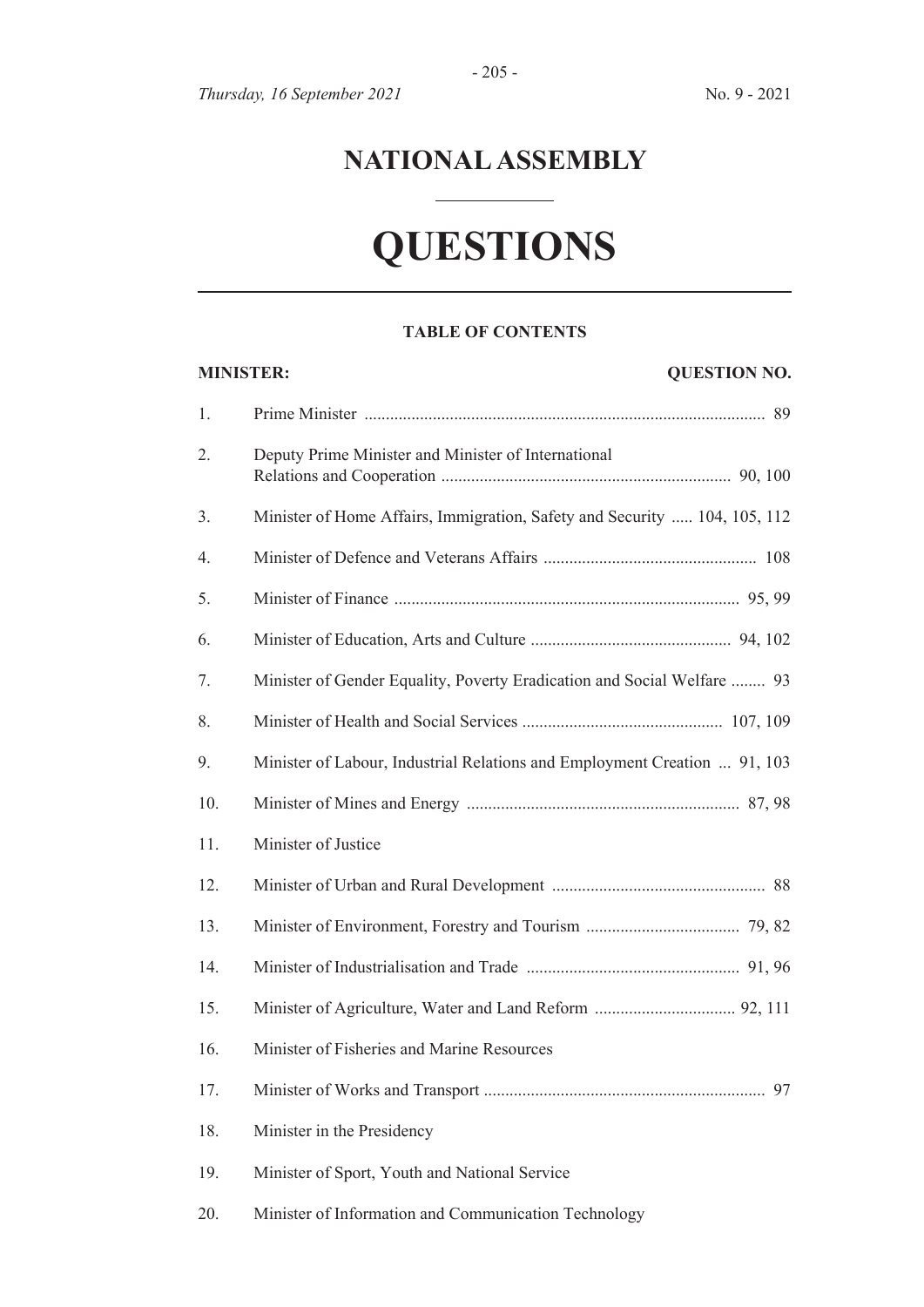*Thursday, 16 September 2021* No. 9 - 2021

# NATIONAL ASSEMBLY

# QUESTIONS

### TABLE OF CONTENTS

| MINISTER: | | QUESTION NO. |
|---|---|---|
| 1. | Prime Minister | 89 |
| 2. | Deputy Prime Minister and Minister of International Relations and Cooperation | 90, 100 |
| 3. | Minister of Home Affairs, Immigration, Safety and Security | 104, 105, 112 |
| 4. | Minister of Defence and Veterans Affairs | 108 |
| 5. | Minister of Finance | 95, 99 |
| 6. | Minister of Education, Arts and Culture | 94, 102 |
| 7. | Minister of Gender Equality, Poverty Eradication and Social Welfare | 93 |
| 8. | Minister of Health and Social Services | 107, 109 |
| 9. | Minister of Labour, Industrial Relations and Employment Creation | 91, 103 |
| 10. | Minister of Mines and Energy | 87, 98 |
| 11. | Minister of Justice | |
| 12. | Minister of Urban and Rural Development | 88 |
| 13. | Minister of Environment, Forestry and Tourism | 79, 82 |
| 14. | Minister of Industrialisation and Trade | 91, 96 |
| 15. | Minister of Agriculture, Water and Land Reform | 92, 111 |
| 16. | Minister of Fisheries and Marine Resources | |
| 17. | Minister of Works and Transport | 97 |
| 18. | Minister in the Presidency | |
| 19. | Minister of Sport, Youth and National Service | |
| 20. | Minister of Information and Communication Technology | |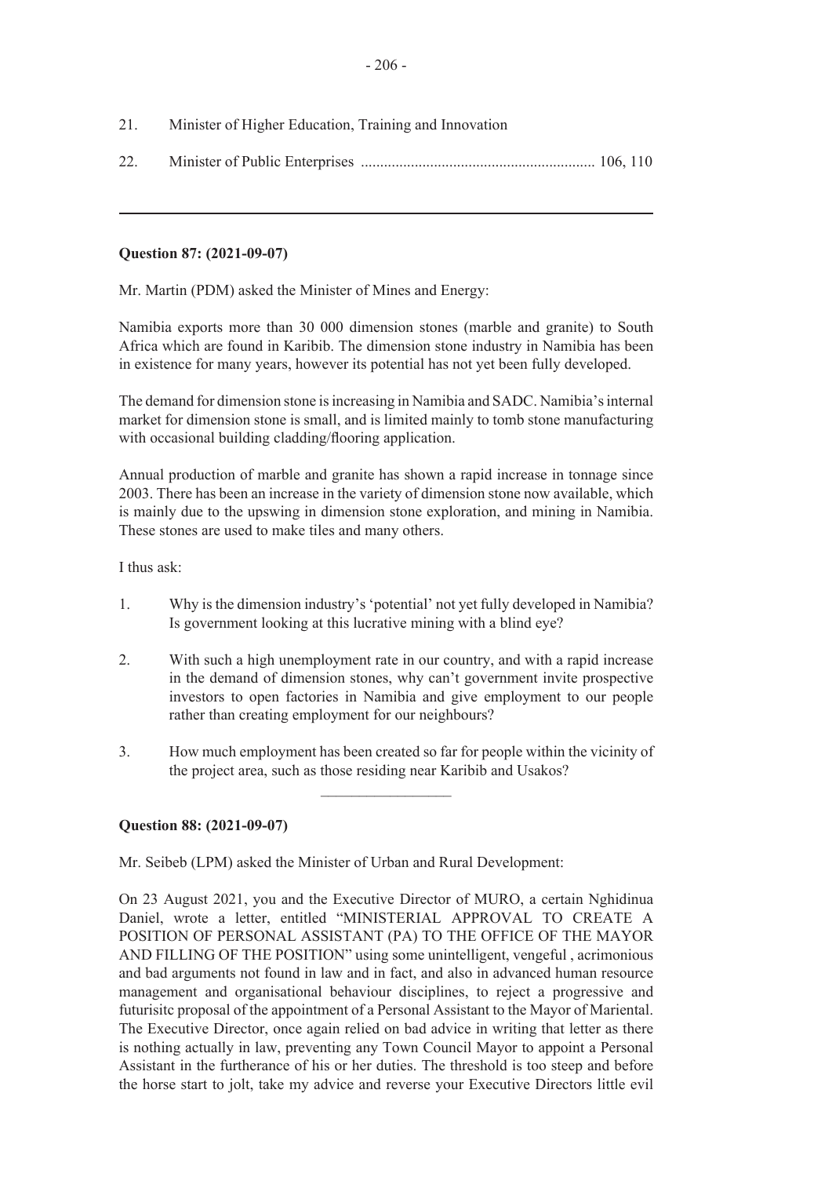21. Minister of Higher Education, Training and Innovation

22. Minister of Public Enterprises ............................................................ 106, 110

---

**Question 87: (2021-09-07)**

Mr. Martin (PDM) asked the Minister of Mines and Energy:

Namibia exports more than 30 000 dimension stones (marble and granite) to South Africa which are found in Karibib. The dimension stone industry in Namibia has been in existence for many years, however its potential has not yet been fully developed.

The demand for dimension stone is increasing in Namibia and SADC. Namibia's internal market for dimension stone is small, and is limited mainly to tomb stone manufacturing with occasional building cladding/flooring application.

Annual production of marble and granite has shown a rapid increase in tonnage since 2003. There has been an increase in the variety of dimension stone now available, which is mainly due to the upswing in dimension stone exploration, and mining in Namibia. These stones are used to make tiles and many others.

I thus ask:

1. Why is the dimension industry's 'potential' not yet fully developed in Namibia? Is government looking at this lucrative mining with a blind eye?

2. With such a high unemployment rate in our country, and with a rapid increase in the demand of dimension stones, why can't government invite prospective investors to open factories in Namibia and give employment to our people rather than creating employment for our neighbours?

3. How much employment has been created so far for people within the vicinity of the project area, such as those residing near Karibib and Usakos?

---

**Question 88: (2021-09-07)**

Mr. Seibeb (LPM) asked the Minister of Urban and Rural Development:

On 23 August 2021, you and the Executive Director of MURO, a certain Nghidinua Daniel, wrote a letter, entitled "MINISTERIAL APPROVAL TO CREATE A POSITION OF PERSONAL ASSISTANT (PA) TO THE OFFICE OF THE MAYOR AND FILLING OF THE POSITION" using some unintelligent, vengeful , acrimonious and bad arguments not found in law and in fact, and also in advanced human resource management and organisational behaviour disciplines, to reject a progressive and futurisitc proposal of the appointment of a Personal Assistant to the Mayor of Mariental. The Executive Director, once again relied on bad advice in writing that letter as there is nothing actually in law, preventing any Town Council Mayor to appoint a Personal Assistant in the furtherance of his or her duties. The threshold is too steep and before the horse start to jolt, take my advice and reverse your Executive Directors little evil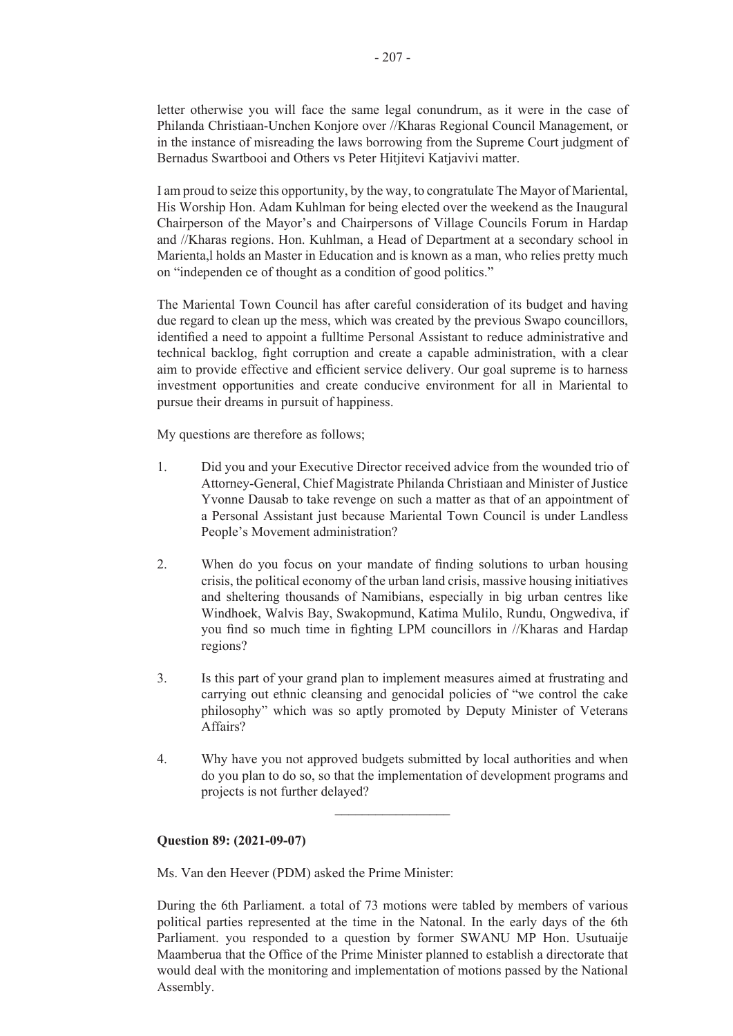letter otherwise you will face the same legal conundrum, as it were in the case of Philanda Christiaan-Unchen Konjore over //Kharas Regional Council Management, or in the instance of misreading the laws borrowing from the Supreme Court judgment of Bernadus Swartbooi and Others vs Peter Hitjitevi Katjavivi matter.

I am proud to seize this opportunity, by the way, to congratulate The Mayor of Mariental, His Worship Hon. Adam Kuhlman for being elected over the weekend as the Inaugural Chairperson of the Mayor's and Chairpersons of Village Councils Forum in Hardap and //Kharas regions. Hon. Kuhlman, a Head of Department at a secondary school in Marienta,l holds an Master in Education and is known as a man, who relies pretty much on "independen ce of thought as a condition of good politics."

The Mariental Town Council has after careful consideration of its budget and having due regard to clean up the mess, which was created by the previous Swapo councillors, identified a need to appoint a fulltime Personal Assistant to reduce administrative and technical backlog, fight corruption and create a capable administration, with a clear aim to provide effective and efficient service delivery. Our goal supreme is to harness investment opportunities and create conducive environment for all in Mariental to pursue their dreams in pursuit of happiness.

My questions are therefore as follows;

1. Did you and your Executive Director received advice from the wounded trio of Attorney-General, Chief Magistrate Philanda Christiaan and Minister of Justice Yvonne Dausab to take revenge on such a matter as that of an appointment of a Personal Assistant just because Mariental Town Council is under Landless People's Movement administration?

2. When do you focus on your mandate of finding solutions to urban housing crisis, the political economy of the urban land crisis, massive housing initiatives and sheltering thousands of Namibians, especially in big urban centres like Windhoek, Walvis Bay, Swakopmund, Katima Mulilo, Rundu, Ongwediva, if you find so much time in fighting LPM councillors in //Kharas and Hardap regions?

3. Is this part of your grand plan to implement measures aimed at frustrating and carrying out ethnic cleansing and genocidal policies of "we control the cake philosophy" which was so aptly promoted by Deputy Minister of Veterans Affairs?

4. Why have you not approved budgets submitted by local authorities and when do you plan to do so, so that the implementation of development programs and projects is not further delayed?

---

**Question 89: (2021-09-07)**

Ms. Van den Heever (PDM) asked the Prime Minister:

During the 6th Parliament. a total of 73 motions were tabled by members of various political parties represented at the time in the Natonal. In the early days of the 6th Parliament. you responded to a question by former SWANU MP Hon. Usutuaije Maamberua that the Office of the Prime Minister planned to establish a directorate that would deal with the monitoring and implementation of motions passed by the National Assembly.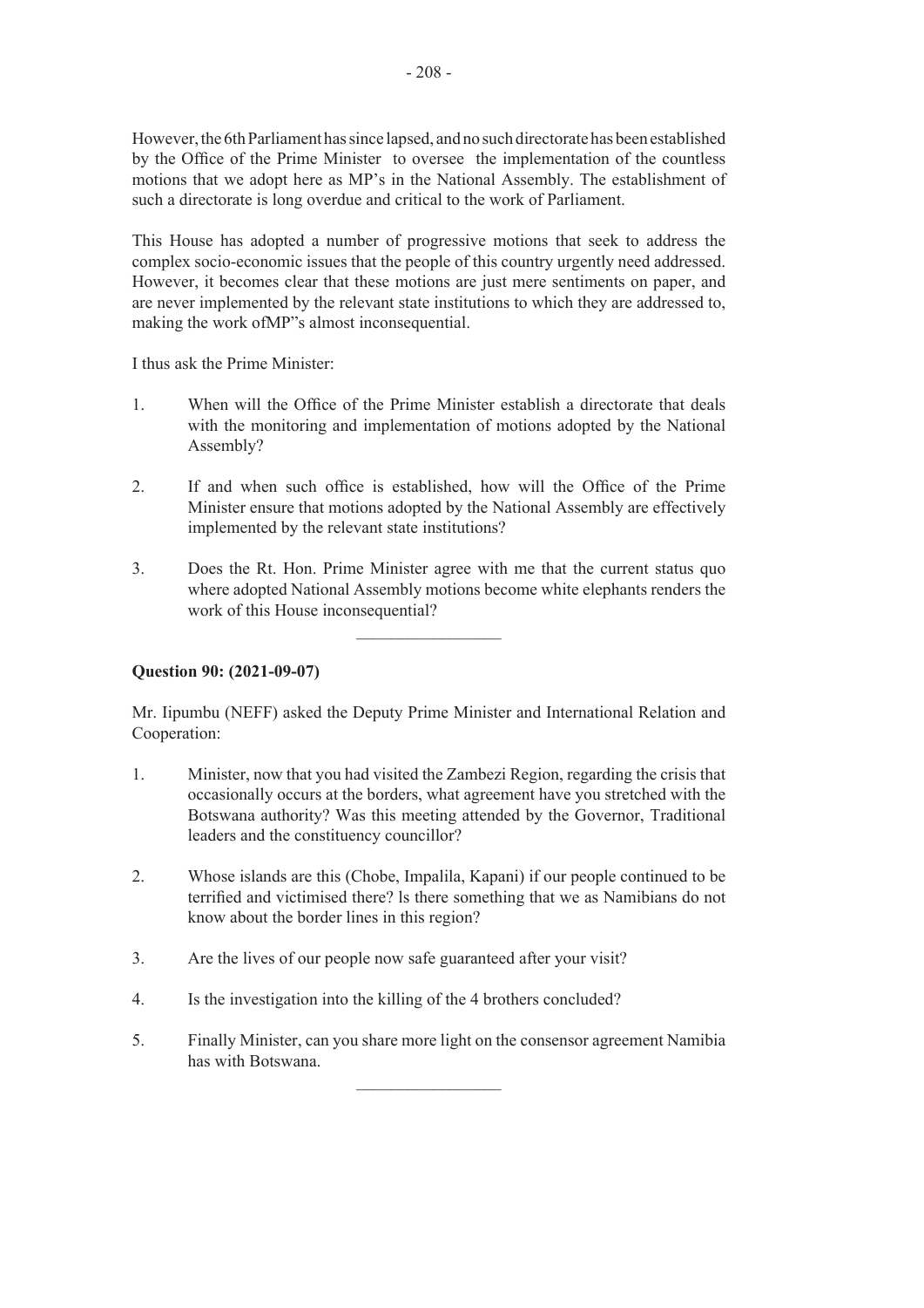However, the 6th Parliament has since lapsed, and no such directorate has been established by the Office of the Prime Minister to oversee the implementation of the countless motions that we adopt here as MP's in the National Assembly. The establishment of such a directorate is long overdue and critical to the work of Parliament.

This House has adopted a number of progressive motions that seek to address the complex socio-economic issues that the people of this country urgently need addressed. However, it becomes clear that these motions are just mere sentiments on paper, and are never implemented by the relevant state institutions to which they are addressed to, making the work ofMP"s almost inconsequential.

I thus ask the Prime Minister:

1. When will the Office of the Prime Minister establish a directorate that deals with the monitoring and implementation of motions adopted by the National Assembly?

2. If and when such office is established, how will the Office of the Prime Minister ensure that motions adopted by the National Assembly are effectively implemented by the relevant state institutions?

3. Does the Rt. Hon. Prime Minister agree with me that the current status quo where adopted National Assembly motions become white elephants renders the work of this House inconsequential?

---

**Question 90: (2021-09-07)**

Mr. Iipumbu (NEFF) asked the Deputy Prime Minister and International Relation and Cooperation:

1. Minister, now that you had visited the Zambezi Region, regarding the crisis that occasionally occurs at the borders, what agreement have you stretched with the Botswana authority? Was this meeting attended by the Governor, Traditional leaders and the constituency councillor?

2. Whose islands are this (Chobe, Impalila, Kapani) if our people continued to be terrified and victimised there? ls there something that we as Namibians do not know about the border lines in this region?

3. Are the lives of our people now safe guaranteed after your visit?

4. Is the investigation into the killing of the 4 brothers concluded?

5. Finally Minister, can you share more light on the consensor agreement Namibia has with Botswana.

---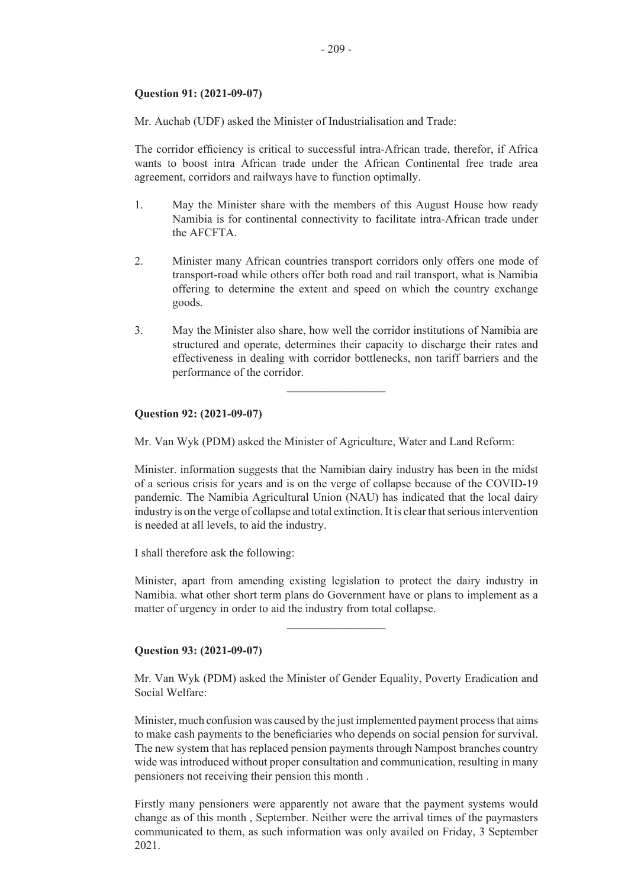**Question 91: (2021-09-07)**

Mr. Auchab (UDF) asked the Minister of Industrialisation and Trade:

The corridor efficiency is critical to successful intra-African trade, therefor, if Africa wants to boost intra African trade under the African Continental free trade area agreement, corridors and railways have to function optimally.

1. May the Minister share with the members of this August House how ready Namibia is for continental connectivity to facilitate intra-African trade under the AFCFTA.

2. Minister many African countries transport corridors only offers one mode of transport-road while others offer both road and rail transport, what is Namibia offering to determine the extent and speed on which the country exchange goods.

3. May the Minister also share, how well the corridor institutions of Namibia are structured and operate, determines their capacity to discharge their rates and effectiveness in dealing with corridor bottlenecks, non tariff barriers and the performance of the corridor.

---

**Question 92: (2021-09-07)**

Mr. Van Wyk (PDM) asked the Minister of Agriculture, Water and Land Reform:

Minister. information suggests that the Namibian dairy industry has been in the midst of a serious crisis for years and is on the verge of collapse because of the COVID-19 pandemic. The Namibia Agricultural Union (NAU) has indicated that the local dairy industry is on the verge of collapse and total extinction. It is clear that serious intervention is needed at all levels, to aid the industry.

I shall therefore ask the following:

Minister, apart from amending existing legislation to protect the dairy industry in Namibia. what other short term plans do Government have or plans to implement as a matter of urgency in order to aid the industry from total collapse.

---

**Question 93: (2021-09-07)**

Mr. Van Wyk (PDM) asked the Minister of Gender Equality, Poverty Eradication and Social Welfare:

Minister, much confusion was caused by the just implemented payment process that aims to make cash payments to the beneficiaries who depends on social pension for survival. The new system that has replaced pension payments through Nampost branches country wide was introduced without proper consultation and communication, resulting in many pensioners not receiving their pension this month .

Firstly many pensioners were apparently not aware that the payment systems would change as of this month , September. Neither were the arrival times of the paymasters communicated to them, as such information was only availed on Friday, 3 September 2021.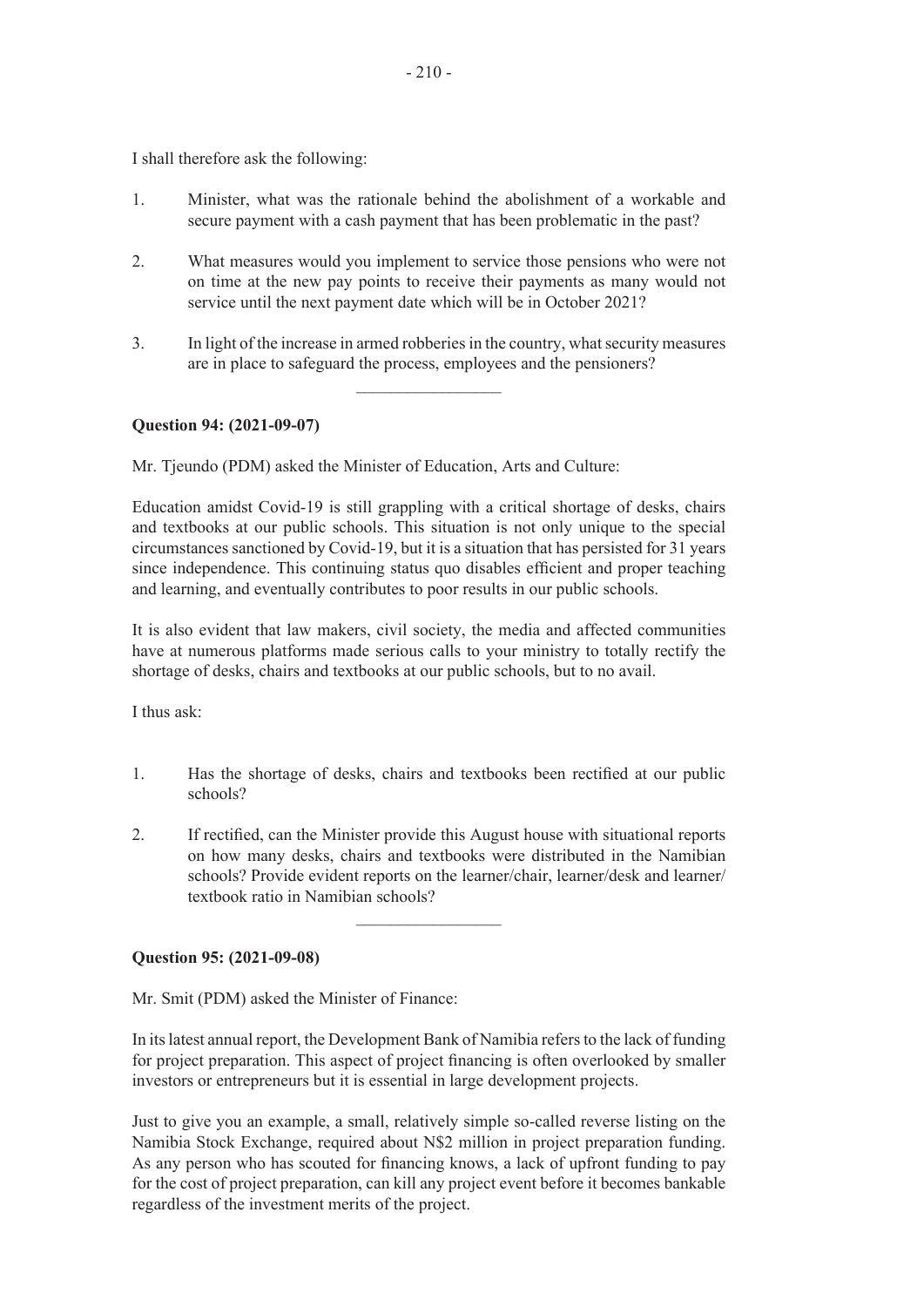I shall therefore ask the following:

1. Minister, what was the rationale behind the abolishment of a workable and secure payment with a cash payment that has been problematic in the past?

2. What measures would you implement to service those pensions who were not on time at the new pay points to receive their payments as many would not service until the next payment date which will be in October 2021?

3. In light of the increase in armed robberies in the country, what security measures are in place to safeguard the process, employees and the pensioners?

---

**Question 94: (2021-09-07)**

Mr. Tjeundo (PDM) asked the Minister of Education, Arts and Culture:

Education amidst Covid-19 is still grappling with a critical shortage of desks, chairs and textbooks at our public schools. This situation is not only unique to the special circumstances sanctioned by Covid-19, but it is a situation that has persisted for 31 years since independence. This continuing status quo disables efficient and proper teaching and learning, and eventually contributes to poor results in our public schools.

It is also evident that law makers, civil society, the media and affected communities have at numerous platforms made serious calls to your ministry to totally rectify the shortage of desks, chairs and textbooks at our public schools, but to no avail.

I thus ask:

1. Has the shortage of desks, chairs and textbooks been rectified at our public schools?

2. If rectified, can the Minister provide this August house with situational reports on how many desks, chairs and textbooks were distributed in the Namibian schools? Provide evident reports on the learner/chair, learner/desk and learner/textbook ratio in Namibian schools?

---

**Question 95: (2021-09-08)**

Mr. Smit (PDM) asked the Minister of Finance:

In its latest annual report, the Development Bank of Namibia refers to the lack of funding for project preparation. This aspect of project financing is often overlooked by smaller investors or entrepreneurs but it is essential in large development projects.

Just to give you an example, a small, relatively simple so-called reverse listing on the Namibia Stock Exchange, required about N$2 million in project preparation funding. As any person who has scouted for financing knows, a lack of upfront funding to pay for the cost of project preparation, can kill any project event before it becomes bankable regardless of the investment merits of the project.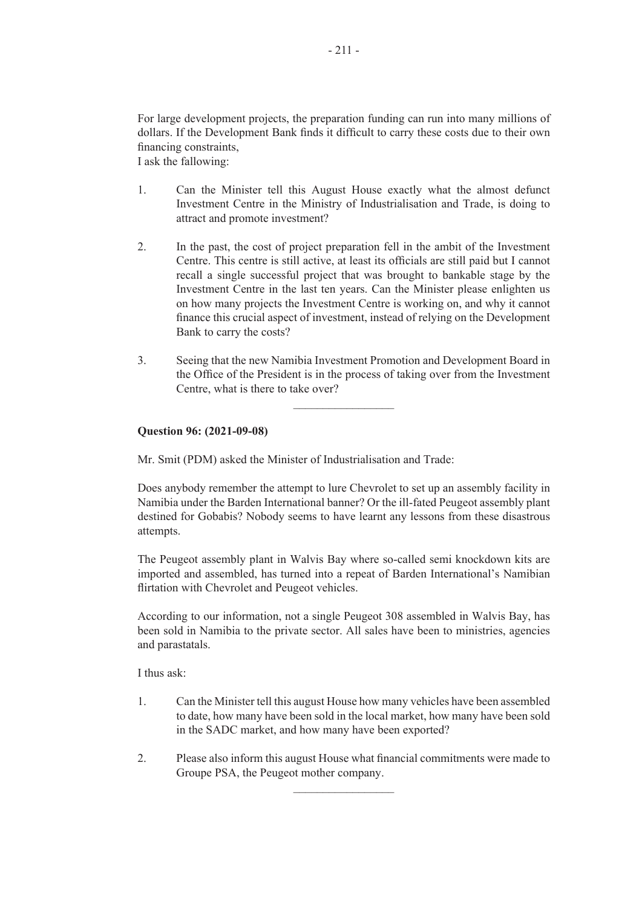For large development projects, the preparation funding can run into many millions of dollars. If the Development Bank finds it difficult to carry these costs due to their own financing constraints,
I ask the fallowing:

1. Can the Minister tell this August House exactly what the almost defunct Investment Centre in the Ministry of Industrialisation and Trade, is doing to attract and promote investment?

2. In the past, the cost of project preparation fell in the ambit of the Investment Centre. This centre is still active, at least its officials are still paid but I cannot recall a single successful project that was brought to bankable stage by the Investment Centre in the last ten years. Can the Minister please enlighten us on how many projects the Investment Centre is working on, and why it cannot finance this crucial aspect of investment, instead of relying on the Development Bank to carry the costs?

3. Seeing that the new Namibia Investment Promotion and Development Board in the Office of the President is in the process of taking over from the Investment Centre, what is there to take over?

---

**Question 96: (2021-09-08)**

Mr. Smit (PDM) asked the Minister of Industrialisation and Trade:

Does anybody remember the attempt to lure Chevrolet to set up an assembly facility in Namibia under the Barden International banner? Or the ill-fated Peugeot assembly plant destined for Gobabis? Nobody seems to have learnt any lessons from these disastrous attempts.

The Peugeot assembly plant in Walvis Bay where so-called semi knockdown kits are imported and assembled, has turned into a repeat of Barden International's Namibian flirtation with Chevrolet and Peugeot vehicles.

According to our information, not a single Peugeot 308 assembled in Walvis Bay, has been sold in Namibia to the private sector. All sales have been to ministries, agencies and parastatals.

I thus ask:

1. Can the Minister tell this august House how many vehicles have been assembled to date, how many have been sold in the local market, how many have been sold in the SADC market, and how many have been exported?

2. Please also inform this august House what financial commitments were made to Groupe PSA, the Peugeot mother company.

---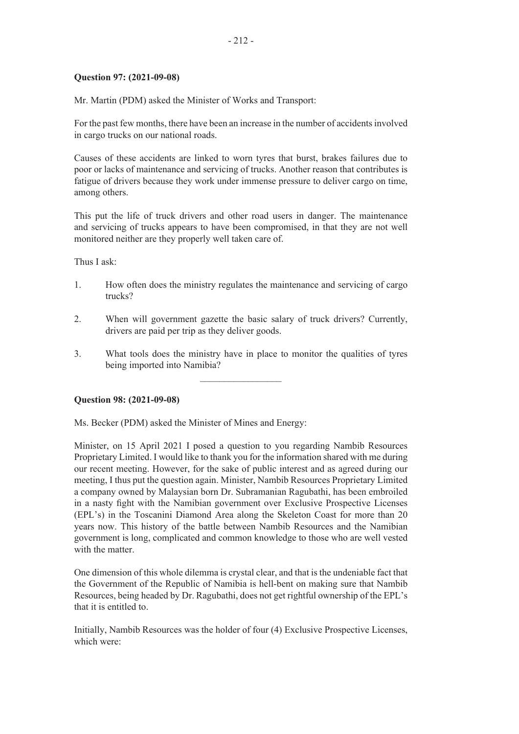**Question 97: (2021-09-08)**

Mr. Martin (PDM) asked the Minister of Works and Transport:

For the past few months, there have been an increase in the number of accidents involved in cargo trucks on our national roads.

Causes of these accidents are linked to worn tyres that burst, brakes failures due to poor or lacks of maintenance and servicing of trucks. Another reason that contributes is fatigue of drivers because they work under immense pressure to deliver cargo on time, among others.

This put the life of truck drivers and other road users in danger. The maintenance and servicing of trucks appears to have been compromised, in that they are not well monitored neither are they properly well taken care of.

Thus I ask:

1. How often does the ministry regulates the maintenance and servicing of cargo trucks?
2. When will government gazette the basic salary of truck drivers? Currently, drivers are paid per trip as they deliver goods.
3. What tools does the ministry have in place to monitor the qualities of tyres being imported into Namibia?

---

**Question 98: (2021-09-08)**

Ms. Becker (PDM) asked the Minister of Mines and Energy:

Minister, on 15 April 2021 I posed a question to you regarding Nambib Resources Proprietary Limited. I would like to thank you for the information shared with me during our recent meeting. However, for the sake of public interest and as agreed during our meeting, I thus put the question again. Minister, Nambib Resources Proprietary Limited a company owned by Malaysian born Dr. Subramanian Ragubathi, has been embroiled in a nasty fight with the Namibian government over Exclusive Prospective Licenses (EPL's) in the Toscanini Diamond Area along the Skeleton Coast for more than 20 years now. This history of the battle between Nambib Resources and the Namibian government is long, complicated and common knowledge to those who are well vested with the matter.

One dimension of this whole dilemma is crystal clear, and that is the undeniable fact that the Government of the Republic of Namibia is hell-bent on making sure that Nambib Resources, being headed by Dr. Ragubathi, does not get rightful ownership of the EPL's that it is entitled to.

Initially, Nambib Resources was the holder of four (4) Exclusive Prospective Licenses, which were: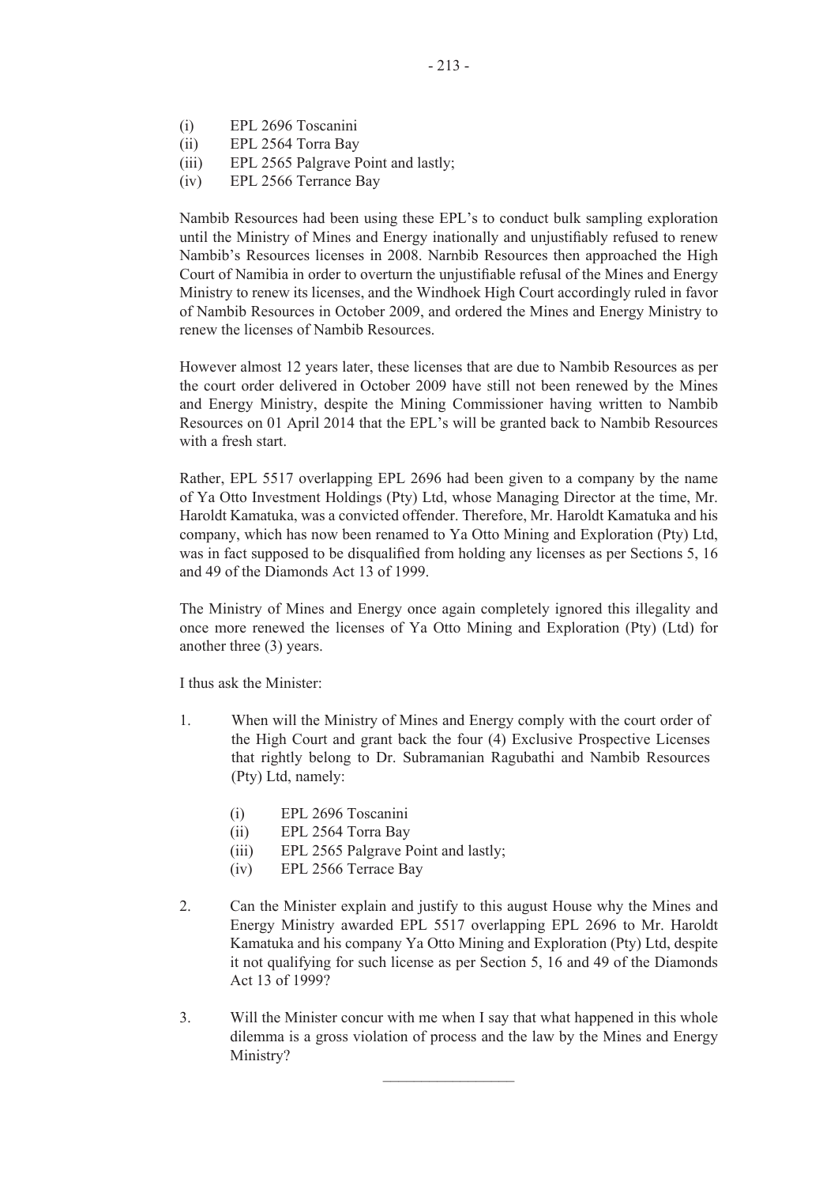(i) EPL 2696 Toscanini
(ii) EPL 2564 Torra Bay
(iii) EPL 2565 Palgrave Point and lastly;
(iv) EPL 2566 Terrance Bay

Nambib Resources had been using these EPL's to conduct bulk sampling exploration until the Ministry of Mines and Energy inationally and unjustifiably refused to renew Nambib's Resources licenses in 2008. Narnbib Resources then approached the High Court of Namibia in order to overturn the unjustifiable refusal of the Mines and Energy Ministry to renew its licenses, and the Windhoek High Court accordingly ruled in favor of Nambib Resources in October 2009, and ordered the Mines and Energy Ministry to renew the licenses of Nambib Resources.

However almost 12 years later, these licenses that are due to Nambib Resources as per the court order delivered in October 2009 have still not been renewed by the Mines and Energy Ministry, despite the Mining Commissioner having written to Nambib Resources on 01 April 2014 that the EPL's will be granted back to Nambib Resources with a fresh start.

Rather, EPL 5517 overlapping EPL 2696 had been given to a company by the name of Ya Otto Investment Holdings (Pty) Ltd, whose Managing Director at the time, Mr. Haroldt Kamatuka, was a convicted offender. Therefore, Mr. Haroldt Kamatuka and his company, which has now been renamed to Ya Otto Mining and Exploration (Pty) Ltd, was in fact supposed to be disqualified from holding any licenses as per Sections 5, 16 and 49 of the Diamonds Act 13 of 1999.

The Ministry of Mines and Energy once again completely ignored this illegality and once more renewed the licenses of Ya Otto Mining and Exploration (Pty) (Ltd) for another three (3) years.

I thus ask the Minister:

1. When will the Ministry of Mines and Energy comply with the court order of the High Court and grant back the four (4) Exclusive Prospective Licenses that rightly belong to Dr. Subramanian Ragubathi and Nambib Resources (Pty) Ltd, namely:

   (i) EPL 2696 Toscanini
   (ii) EPL 2564 Torra Bay
   (iii) EPL 2565 Palgrave Point and lastly;
   (iv) EPL 2566 Terrace Bay

2. Can the Minister explain and justify to this august House why the Mines and Energy Ministry awarded EPL 5517 overlapping EPL 2696 to Mr. Haroldt Kamatuka and his company Ya Otto Mining and Exploration (Pty) Ltd, despite it not qualifying for such license as per Section 5, 16 and 49 of the Diamonds Act 13 of 1999?

3. Will the Minister concur with me when I say that what happened in this whole dilemma is a gross violation of process and the law by the Mines and Energy Ministry?

---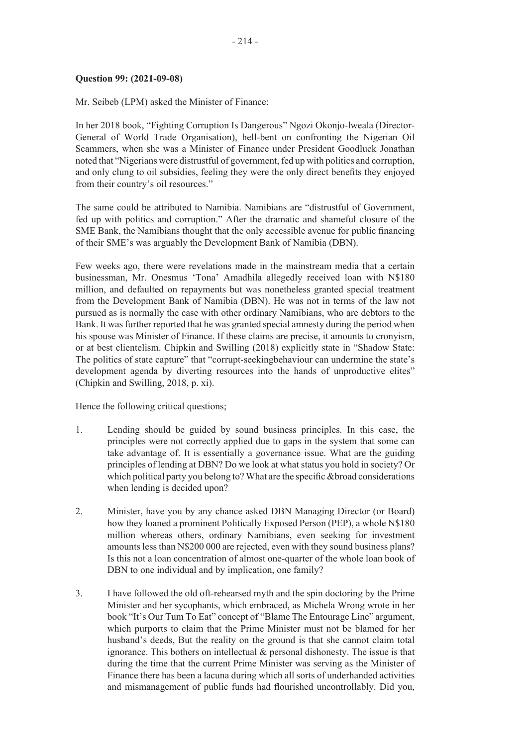**Question 99: (2021-09-08)**

Mr. Seibeb (LPM) asked the Minister of Finance:

In her 2018 book, "Fighting Corruption Is Dangerous" Ngozi Okonjo-lweala (Director-General of World Trade Organisation), hell-bent on confronting the Nigerian Oil Scammers, when she was a Minister of Finance under President Goodluck Jonathan noted that "Nigerians were distrustful of government, fed up with politics and corruption, and only clung to oil subsidies, feeling they were the only direct benefits they enjoyed from their country's oil resources."

The same could be attributed to Namibia. Namibians are "distrustful of Government, fed up with politics and corruption." After the dramatic and shameful closure of the SME Bank, the Namibians thought that the only accessible avenue for public financing of their SME's was arguably the Development Bank of Namibia (DBN).

Few weeks ago, there were revelations made in the mainstream media that a certain businessman, Mr. Onesmus 'Tona' Amadhila allegedly received loan with N$180 million, and defaulted on repayments but was nonetheless granted special treatment from the Development Bank of Namibia (DBN). He was not in terms of the law not pursued as is normally the case with other ordinary Namibians, who are debtors to the Bank. It was further reported that he was granted special amnesty during the period when his spouse was Minister of Finance. If these claims are precise, it amounts to cronyism, or at best clientelism. Chipkin and Swilling (2018) explicitly state in "Shadow State: The politics of state capture" that "corrupt-seekingbehaviour can undermine the state's development agenda by diverting resources into the hands of unproductive elites" (Chipkin and Swilling, 2018, p. xi).

Hence the following critical questions;

1. Lending should be guided by sound business principles. In this case, the principles were not correctly applied due to gaps in the system that some can take advantage of. It is essentially a governance issue. What are the guiding principles of lending at DBN? Do we look at what status you hold in society? Or which political party you belong to? What are the specific &broad considerations when lending is decided upon?

2. Minister, have you by any chance asked DBN Managing Director (or Board) how they loaned a prominent Politically Exposed Person (PEP), a whole N$180 million whereas others, ordinary Namibians, even seeking for investment amounts less than N$200 000 are rejected, even with they sound business plans? Is this not a loan concentration of almost one-quarter of the whole loan book of DBN to one individual and by implication, one family?

3. I have followed the old oft-rehearsed myth and the spin doctoring by the Prime Minister and her sycophants, which embraced, as Michela Wrong wrote in her book "It's Our Tum To Eat" concept of "Blame The Entourage Line" argument, which purports to claim that the Prime Minister must not be blamed for her husband's deeds, But the reality on the ground is that she cannot claim total ignorance. This bothers on intellectual & personal dishonesty. The issue is that during the time that the current Prime Minister was serving as the Minister of Finance there has been a lacuna during which all sorts of underhanded activities and mismanagement of public funds had flourished uncontrollably. Did you,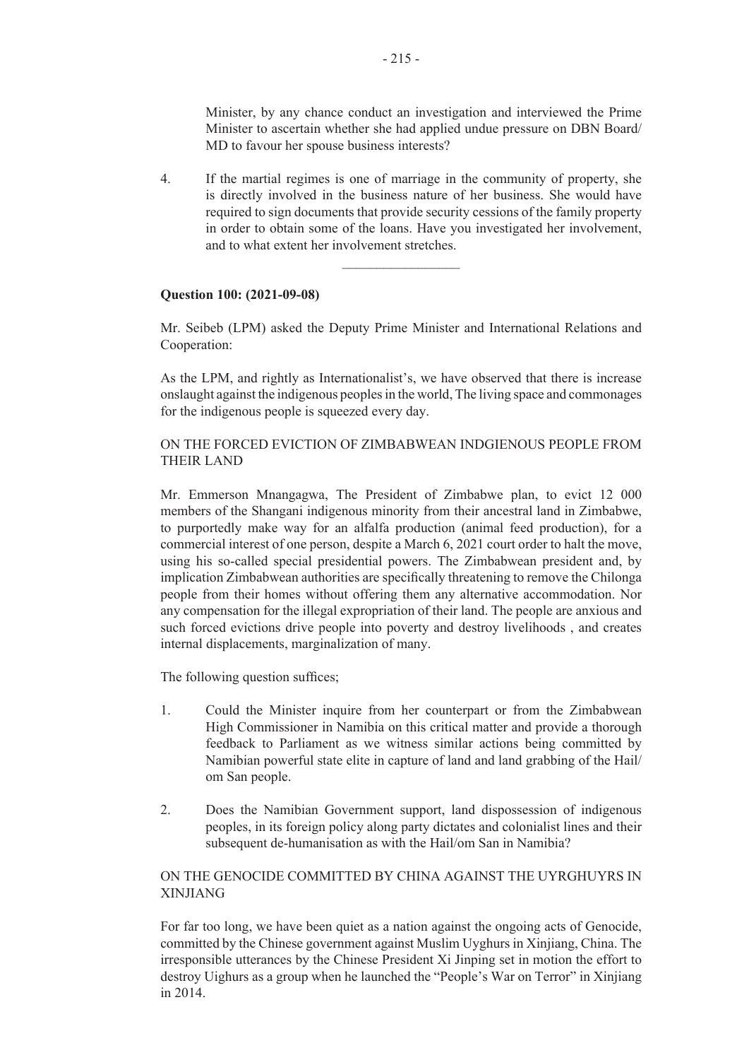Minister, by any chance conduct an investigation and interviewed the Prime Minister to ascertain whether she had applied undue pressure on DBN Board/ MD to favour her spouse business interests?

4. If the martial regimes is one of marriage in the community of property, she is directly involved in the business nature of her business. She would have required to sign documents that provide security cessions of the family property in order to obtain some of the loans. Have you investigated her involvement, and to what extent her involvement stretches.

---

**Question 100: (2021-09-08)**

Mr. Seibeb (LPM) asked the Deputy Prime Minister and International Relations and Cooperation:

As the LPM, and rightly as Internationalist's, we have observed that there is increase onslaught against the indigenous peoples in the world, The living space and commonages for the indigenous people is squeezed every day.

ON THE FORCED EVICTION OF ZIMBABWEAN INDGIENOUS PEOPLE FROM THEIR LAND

Mr. Emmerson Mnangagwa, The President of Zimbabwe plan, to evict 12 000 members of the Shangani indigenous minority from their ancestral land in Zimbabwe, to purportedly make way for an alfalfa production (animal feed production), for a commercial interest of one person, despite a March 6, 2021 court order to halt the move, using his so-called special presidential powers. The Zimbabwean president and, by implication Zimbabwean authorities are specifically threatening to remove the Chilonga people from their homes without offering them any alternative accommodation. Nor any compensation for the illegal expropriation of their land. The people are anxious and such forced evictions drive people into poverty and destroy livelihoods , and creates internal displacements, marginalization of many.

The following question suffices;

1. Could the Minister inquire from her counterpart or from the Zimbabwean High Commissioner in Namibia on this critical matter and provide a thorough feedback to Parliament as we witness similar actions being committed by Namibian powerful state elite in capture of land and land grabbing of the Hail/ om San people.

2. Does the Namibian Government support, land dispossession of indigenous peoples, in its foreign policy along party dictates and colonialist lines and their subsequent de-humanisation as with the Hail/om San in Namibia?

ON THE GENOCIDE COMMITTED BY CHINA AGAINST THE UYRGHUYRS IN XINJIANG

For far too long, we have been quiet as a nation against the ongoing acts of Genocide, committed by the Chinese government against Muslim Uyghurs in Xinjiang, China. The irresponsible utterances by the Chinese President Xi Jinping set in motion the effort to destroy Uighurs as a group when he launched the "People's War on Terror" in Xinjiang in 2014.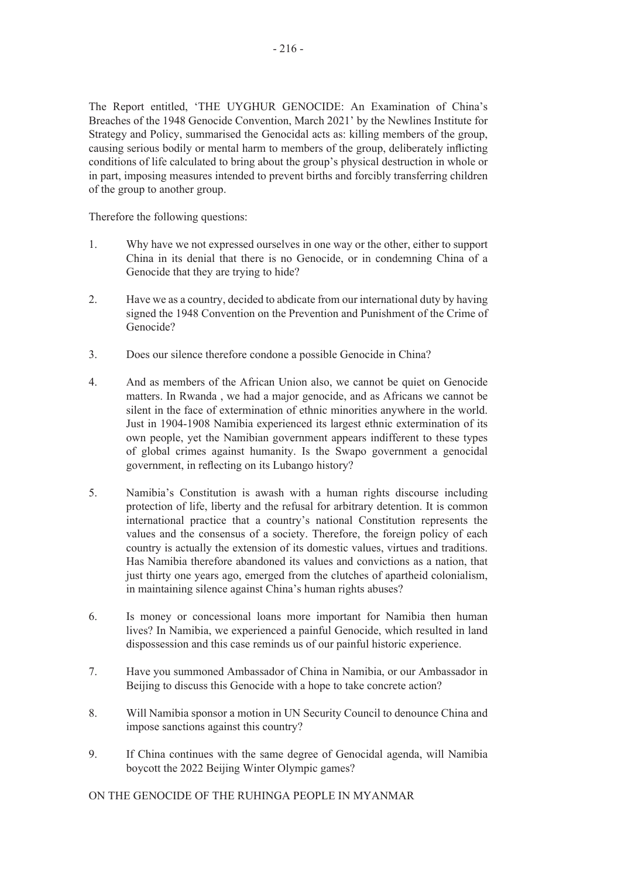The Report entitled, 'THE UYGHUR GENOCIDE: An Examination of China's Breaches of the 1948 Genocide Convention, March 2021' by the Newlines Institute for Strategy and Policy, summarised the Genocidal acts as: killing members of the group, causing serious bodily or mental harm to members of the group, deliberately inflicting conditions of life calculated to bring about the group's physical destruction in whole or in part, imposing measures intended to prevent births and forcibly transferring children of the group to another group.

Therefore the following questions:

1. Why have we not expressed ourselves in one way or the other, either to support China in its denial that there is no Genocide, or in condemning China of a Genocide that they are trying to hide?

2. Have we as a country, decided to abdicate from our international duty by having signed the 1948 Convention on the Prevention and Punishment of the Crime of Genocide?

3. Does our silence therefore condone a possible Genocide in China?

4. And as members of the African Union also, we cannot be quiet on Genocide matters. In Rwanda , we had a major genocide, and as Africans we cannot be silent in the face of extermination of ethnic minorities anywhere in the world. Just in 1904-1908 Namibia experienced its largest ethnic extermination of its own people, yet the Namibian government appears indifferent to these types of global crimes against humanity. Is the Swapo government a genocidal government, in reflecting on its Lubango history?

5. Namibia's Constitution is awash with a human rights discourse including protection of life, liberty and the refusal for arbitrary detention. It is common international practice that a country's national Constitution represents the values and the consensus of a society. Therefore, the foreign policy of each country is actually the extension of its domestic values, virtues and traditions. Has Namibia therefore abandoned its values and convictions as a nation, that just thirty one years ago, emerged from the clutches of apartheid colonialism, in maintaining silence against China's human rights abuses?

6. Is money or concessional loans more important for Namibia then human lives? In Namibia, we experienced a painful Genocide, which resulted in land dispossession and this case reminds us of our painful historic experience.

7. Have you summoned Ambassador of China in Namibia, or our Ambassador in Beijing to discuss this Genocide with a hope to take concrete action?

8. Will Namibia sponsor a motion in UN Security Council to denounce China and impose sanctions against this country?

9. If China continues with the same degree of Genocidal agenda, will Namibia boycott the 2022 Beijing Winter Olympic games?

ON THE GENOCIDE OF THE RUHINGA PEOPLE IN MYANMAR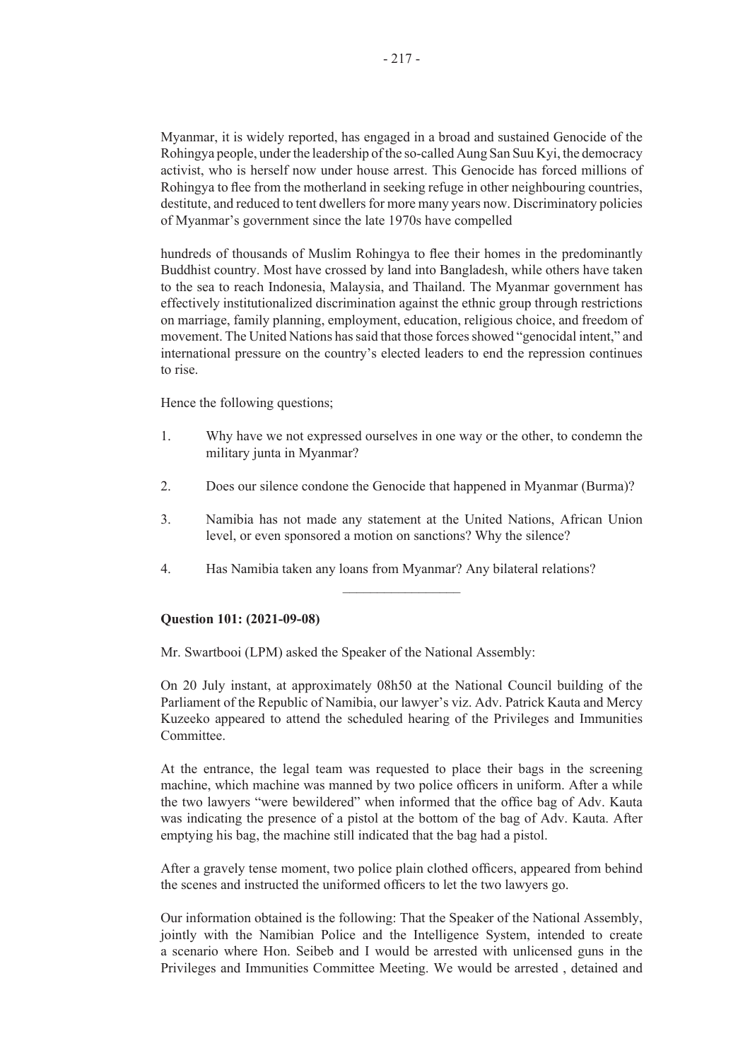Myanmar, it is widely reported, has engaged in a broad and sustained Genocide of the Rohingya people, under the leadership of the so-called Aung San Suu Kyi, the democracy activist, who is herself now under house arrest. This Genocide has forced millions of Rohingya to flee from the motherland in seeking refuge in other neighbouring countries, destitute, and reduced to tent dwellers for more many years now. Discriminatory policies of Myanmar's government since the late 1970s have compelled

hundreds of thousands of Muslim Rohingya to flee their homes in the predominantly Buddhist country. Most have crossed by land into Bangladesh, while others have taken to the sea to reach Indonesia, Malaysia, and Thailand. The Myanmar government has effectively institutionalized discrimination against the ethnic group through restrictions on marriage, family planning, employment, education, religious choice, and freedom of movement. The United Nations has said that those forces showed "genocidal intent," and international pressure on the country's elected leaders to end the repression continues to rise.

Hence the following questions;

1. Why have we not expressed ourselves in one way or the other, to condemn the military junta in Myanmar?

2. Does our silence condone the Genocide that happened in Myanmar (Burma)?

3. Namibia has not made any statement at the United Nations, African Union level, or even sponsored a motion on sanctions? Why the silence?

4. Has Namibia taken any loans from Myanmar? Any bilateral relations?

---

**Question 101: (2021-09-08)**

Mr. Swartbooi (LPM) asked the Speaker of the National Assembly:

On 20 July instant, at approximately 08h50 at the National Council building of the Parliament of the Republic of Namibia, our lawyer's viz. Adv. Patrick Kauta and Mercy Kuzeeko appeared to attend the scheduled hearing of the Privileges and Immunities Committee.

At the entrance, the legal team was requested to place their bags in the screening machine, which machine was manned by two police officers in uniform. After a while the two lawyers "were bewildered" when informed that the office bag of Adv. Kauta was indicating the presence of a pistol at the bottom of the bag of Adv. Kauta. After emptying his bag, the machine still indicated that the bag had a pistol.

After a gravely tense moment, two police plain clothed officers, appeared from behind the scenes and instructed the uniformed officers to let the two lawyers go.

Our information obtained is the following: That the Speaker of the National Assembly, jointly with the Namibian Police and the Intelligence System, intended to create a scenario where Hon. Seibeb and I would be arrested with unlicensed guns in the Privileges and Immunities Committee Meeting. We would be arrested , detained and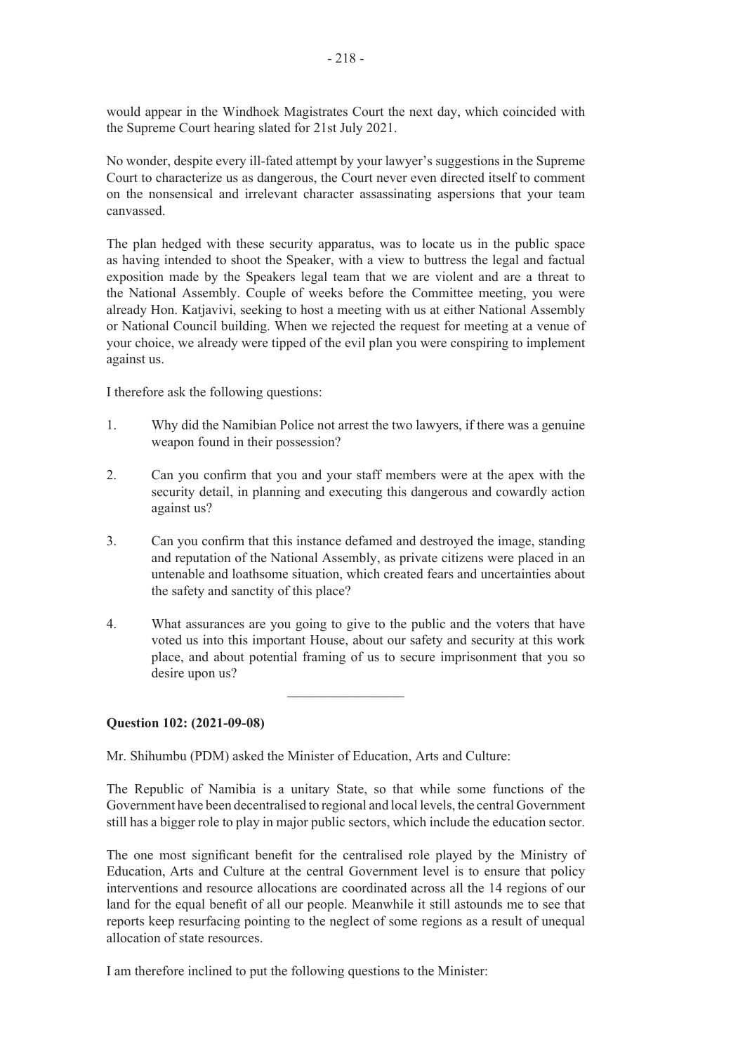would appear in the Windhoek Magistrates Court the next day, which coincided with the Supreme Court hearing slated for 21st July 2021.

No wonder, despite every ill-fated attempt by your lawyer's suggestions in the Supreme Court to characterize us as dangerous, the Court never even directed itself to comment on the nonsensical and irrelevant character assassinating aspersions that your team canvassed.

The plan hedged with these security apparatus, was to locate us in the public space as having intended to shoot the Speaker, with a view to buttress the legal and factual exposition made by the Speakers legal team that we are violent and are a threat to the National Assembly. Couple of weeks before the Committee meeting, you were already Hon. Katjavivi, seeking to host a meeting with us at either National Assembly or National Council building. When we rejected the request for meeting at a venue of your choice, we already were tipped of the evil plan you were conspiring to implement against us.

I therefore ask the following questions:

1. Why did the Namibian Police not arrest the two lawyers, if there was a genuine weapon found in their possession?
2. Can you confirm that you and your staff members were at the apex with the security detail, in planning and executing this dangerous and cowardly action against us?
3. Can you confirm that this instance defamed and destroyed the image, standing and reputation of the National Assembly, as private citizens were placed in an untenable and loathsome situation, which created fears and uncertainties about the safety and sanctity of this place?
4. What assurances are you going to give to the public and the voters that have voted us into this important House, about our safety and security at this work place, and about potential framing of us to secure imprisonment that you so desire upon us?

---

**Question 102: (2021-09-08)**

Mr. Shihumbu (PDM) asked the Minister of Education, Arts and Culture:

The Republic of Namibia is a unitary State, so that while some functions of the Government have been decentralised to regional and local levels, the central Government still has a bigger role to play in major public sectors, which include the education sector.

The one most significant benefit for the centralised role played by the Ministry of Education, Arts and Culture at the central Government level is to ensure that policy interventions and resource allocations are coordinated across all the 14 regions of our land for the equal benefit of all our people. Meanwhile it still astounds me to see that reports keep resurfacing pointing to the neglect of some regions as a result of unequal allocation of state resources.

I am therefore inclined to put the following questions to the Minister: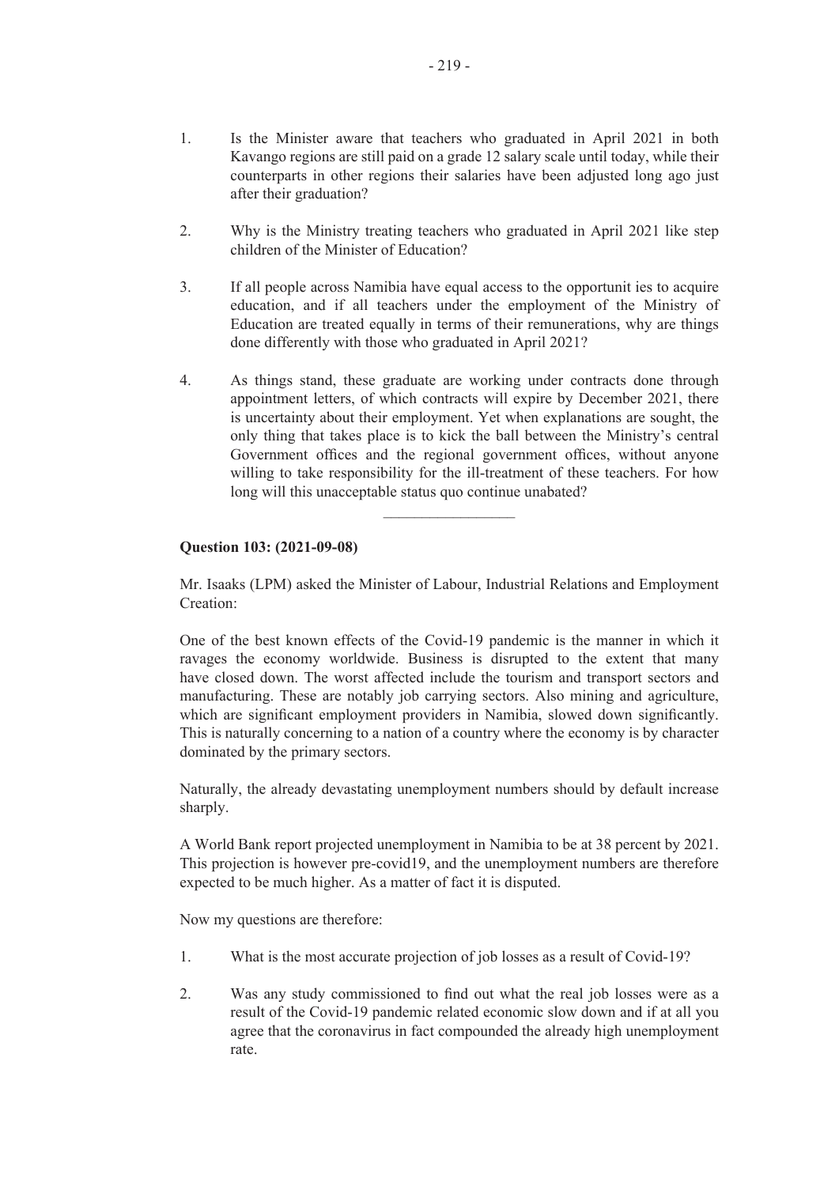1. Is the Minister aware that teachers who graduated in April 2021 in both Kavango regions are still paid on a grade 12 salary scale until today, while their counterparts in other regions their salaries have been adjusted long ago just after their graduation?

2. Why is the Ministry treating teachers who graduated in April 2021 like step children of the Minister of Education?

3. If all people across Namibia have equal access to the opportunit ies to acquire education, and if all teachers under the employment of the Ministry of Education are treated equally in terms of their remunerations, why are things done differently with those who graduated in April 2021?

4. As things stand, these graduate are working under contracts done through appointment letters, of which contracts will expire by December 2021, there is uncertainty about their employment. Yet when explanations are sought, the only thing that takes place is to kick the ball between the Ministry's central Government offices and the regional government offices, without anyone willing to take responsibility for the ill-treatment of these teachers. For how long will this unacceptable status quo continue unabated?

---

**Question 103: (2021-09-08)**

Mr. Isaaks (LPM) asked the Minister of Labour, Industrial Relations and Employment Creation:

One of the best known effects of the Covid-19 pandemic is the manner in which it ravages the economy worldwide. Business is disrupted to the extent that many have closed down. The worst affected include the tourism and transport sectors and manufacturing. These are notably job carrying sectors. Also mining and agriculture, which are significant employment providers in Namibia, slowed down significantly. This is naturally concerning to a nation of a country where the economy is by character dominated by the primary sectors.

Naturally, the already devastating unemployment numbers should by default increase sharply.

A World Bank report projected unemployment in Namibia to be at 38 percent by 2021. This projection is however pre-covid19, and the unemployment numbers are therefore expected to be much higher. As a matter of fact it is disputed.

Now my questions are therefore:

1. What is the most accurate projection of job losses as a result of Covid-19?

2. Was any study commissioned to find out what the real job losses were as a result of the Covid-19 pandemic related economic slow down and if at all you agree that the coronavirus in fact compounded the already high unemployment rate.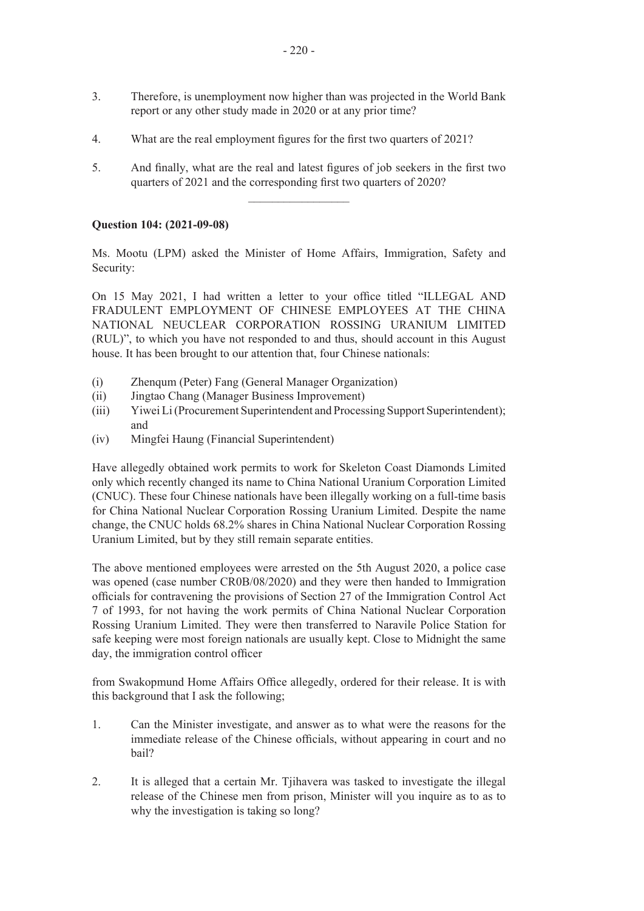3. Therefore, is unemployment now higher than was projected in the World Bank report or any other study made in 2020 or at any prior time?

4. What are the real employment figures for the first two quarters of 2021?

5. And finally, what are the real and latest figures of job seekers in the first two quarters of 2021 and the corresponding first two quarters of 2020?

---

**Question 104: (2021-09-08)**

Ms. Mootu (LPM) asked the Minister of Home Affairs, Immigration, Safety and Security:

On 15 May 2021, I had written a letter to your office titled "ILLEGAL AND FRADULENT EMPLOYMENT OF CHINESE EMPLOYEES AT THE CHINA NATIONAL NEUCLEAR CORPORATION ROSSING URANIUM LIMITED (RUL)", to which you have not responded to and thus, should account in this August house. It has been brought to our attention that, four Chinese nationals:

(i) Zhenqum (Peter) Fang (General Manager Organization)
(ii) Jingtao Chang (Manager Business Improvement)
(iii) Yiwei Li (Procurement Superintendent and Processing Support Superintendent); and
(iv) Mingfei Haung (Financial Superintendent)

Have allegedly obtained work permits to work for Skeleton Coast Diamonds Limited only which recently changed its name to China National Uranium Corporation Limited (CNUC). These four Chinese nationals have been illegally working on a full-time basis for China National Nuclear Corporation Rossing Uranium Limited. Despite the name change, the CNUC holds 68.2% shares in China National Nuclear Corporation Rossing Uranium Limited, but by they still remain separate entities.

The above mentioned employees were arrested on the 5th August 2020, a police case was opened (case number CR0B/08/2020) and they were then handed to Immigration officials for contravening the provisions of Section 27 of the Immigration Control Act 7 of 1993, for not having the work permits of China National Nuclear Corporation Rossing Uranium Limited. They were then transferred to Naravile Police Station for safe keeping were most foreign nationals are usually kept. Close to Midnight the same day, the immigration control officer

from Swakopmund Home Affairs Office allegedly, ordered for their release. It is with this background that I ask the following;

1. Can the Minister investigate, and answer as to what were the reasons for the immediate release of the Chinese officials, without appearing in court and no bail?

2. It is alleged that a certain Mr. Tjihavera was tasked to investigate the illegal release of the Chinese men from prison, Minister will you inquire as to as to why the investigation is taking so long?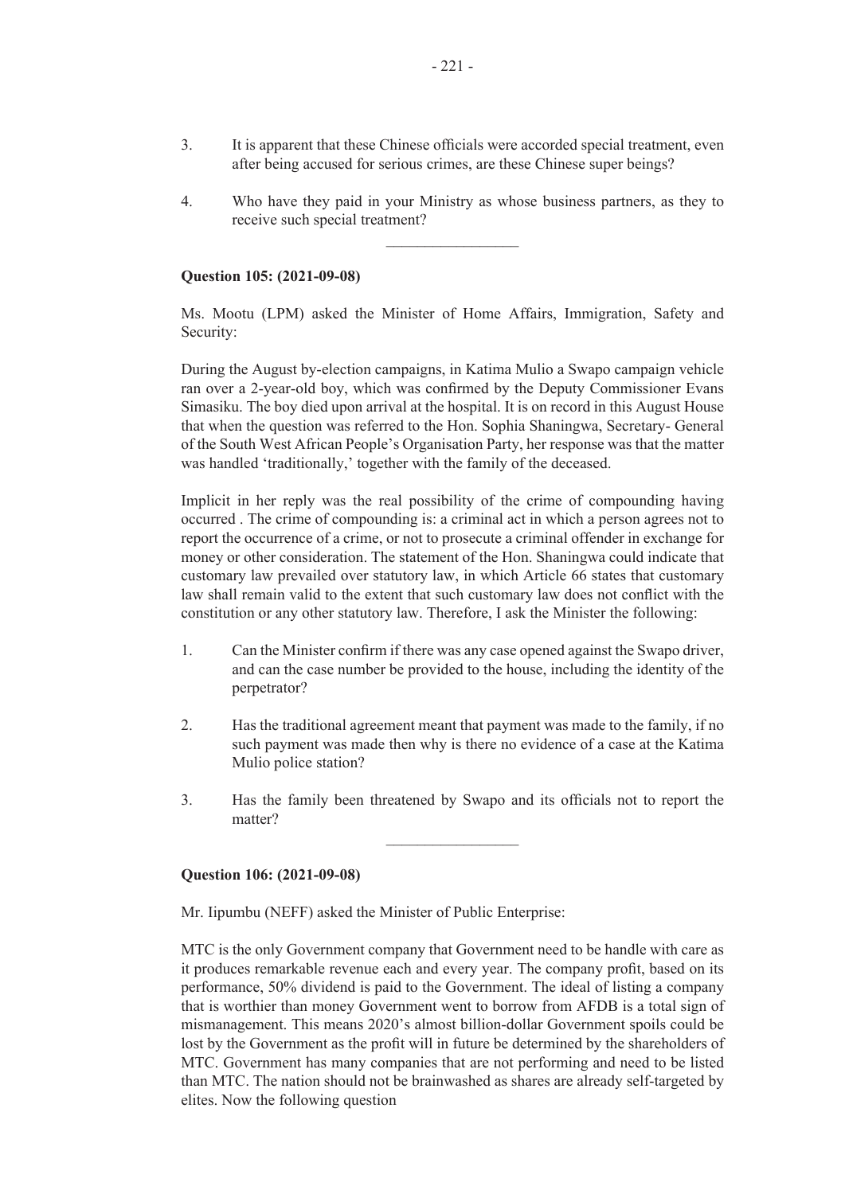3. It is apparent that these Chinese officials were accorded special treatment, even after being accused for serious crimes, are these Chinese super beings?

4. Who have they paid in your Ministry as whose business partners, as they to receive such special treatment?

---

**Question 105: (2021-09-08)**

Ms. Mootu (LPM) asked the Minister of Home Affairs, Immigration, Safety and Security:

During the August by-election campaigns, in Katima Mulio a Swapo campaign vehicle ran over a 2-year-old boy, which was confirmed by the Deputy Commissioner Evans Simasiku. The boy died upon arrival at the hospital. It is on record in this August House that when the question was referred to the Hon. Sophia Shaningwa, Secretary- General of the South West African People's Organisation Party, her response was that the matter was handled 'traditionally,' together with the family of the deceased.

Implicit in her reply was the real possibility of the crime of compounding having occurred . The crime of compounding is: a criminal act in which a person agrees not to report the occurrence of a crime, or not to prosecute a criminal offender in exchange for money or other consideration. The statement of the Hon. Shaningwa could indicate that customary law prevailed over statutory law, in which Article 66 states that customary law shall remain valid to the extent that such customary law does not conflict with the constitution or any other statutory law. Therefore, I ask the Minister the following:

1. Can the Minister confirm if there was any case opened against the Swapo driver, and can the case number be provided to the house, including the identity of the perpetrator?

2. Has the traditional agreement meant that payment was made to the family, if no such payment was made then why is there no evidence of a case at the Katima Mulio police station?

3. Has the family been threatened by Swapo and its officials not to report the matter?

---

**Question 106: (2021-09-08)**

Mr. Iipumbu (NEFF) asked the Minister of Public Enterprise:

MTC is the only Government company that Government need to be handle with care as it produces remarkable revenue each and every year. The company profit, based on its performance, 50% dividend is paid to the Government. The ideal of listing a company that is worthier than money Government went to borrow from AFDB is a total sign of mismanagement. This means 2020's almost billion-dollar Government spoils could be lost by the Government as the profit will in future be determined by the shareholders of MTC. Government has many companies that are not performing and need to be listed than MTC. The nation should not be brainwashed as shares are already self-targeted by elites. Now the following question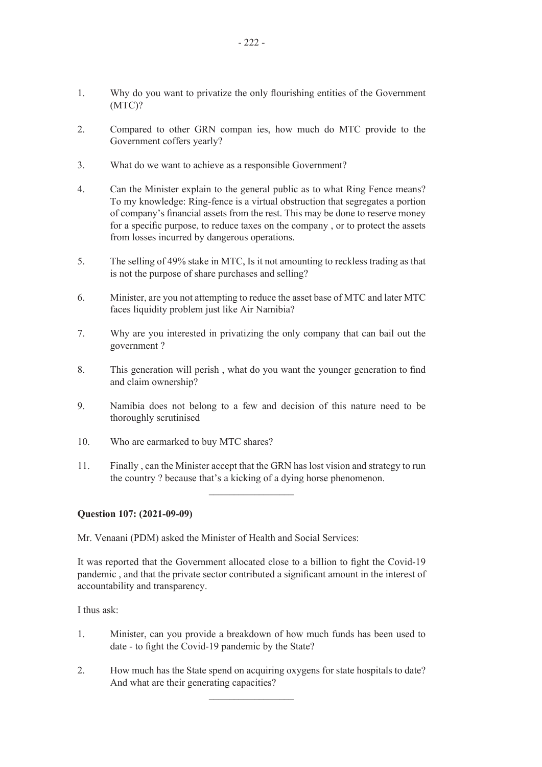1. Why do you want to privatize the only flourishing entities of the Government (MTC)?

2. Compared to other GRN compan ies, how much do MTC provide to the Government coffers yearly?

3. What do we want to achieve as a responsible Government?

4. Can the Minister explain to the general public as to what Ring Fence means? To my knowledge: Ring-fence is a virtual obstruction that segregates a portion of company's financial assets from the rest. This may be done to reserve money for a specific purpose, to reduce taxes on the company , or to protect the assets from losses incurred by dangerous operations.

5. The selling of 49% stake in MTC, Is it not amounting to reckless trading as that is not the purpose of share purchases and selling?

6. Minister, are you not attempting to reduce the asset base of MTC and later MTC faces liquidity problem just like Air Namibia?

7. Why are you interested in privatizing the only company that can bail out the government ?

8. This generation will perish , what do you want the younger generation to find and claim ownership?

9. Namibia does not belong to a few and decision of this nature need to be thoroughly scrutinised

10. Who are earmarked to buy MTC shares?

11. Finally , can the Minister accept that the GRN has lost vision and strategy to run the country ? because that's a kicking of a dying horse phenomenon.

---

**Question 107: (2021-09-09)**

Mr. Venaani (PDM) asked the Minister of Health and Social Services:

It was reported that the Government allocated close to a billion to fight the Covid-19 pandemic , and that the private sector contributed a significant amount in the interest of accountability and transparency.

I thus ask:

1. Minister, can you provide a breakdown of how much funds has been used to date - to fight the Covid-19 pandemic by the State?

2. How much has the State spend on acquiring oxygens for state hospitals to date? And what are their generating capacities?

---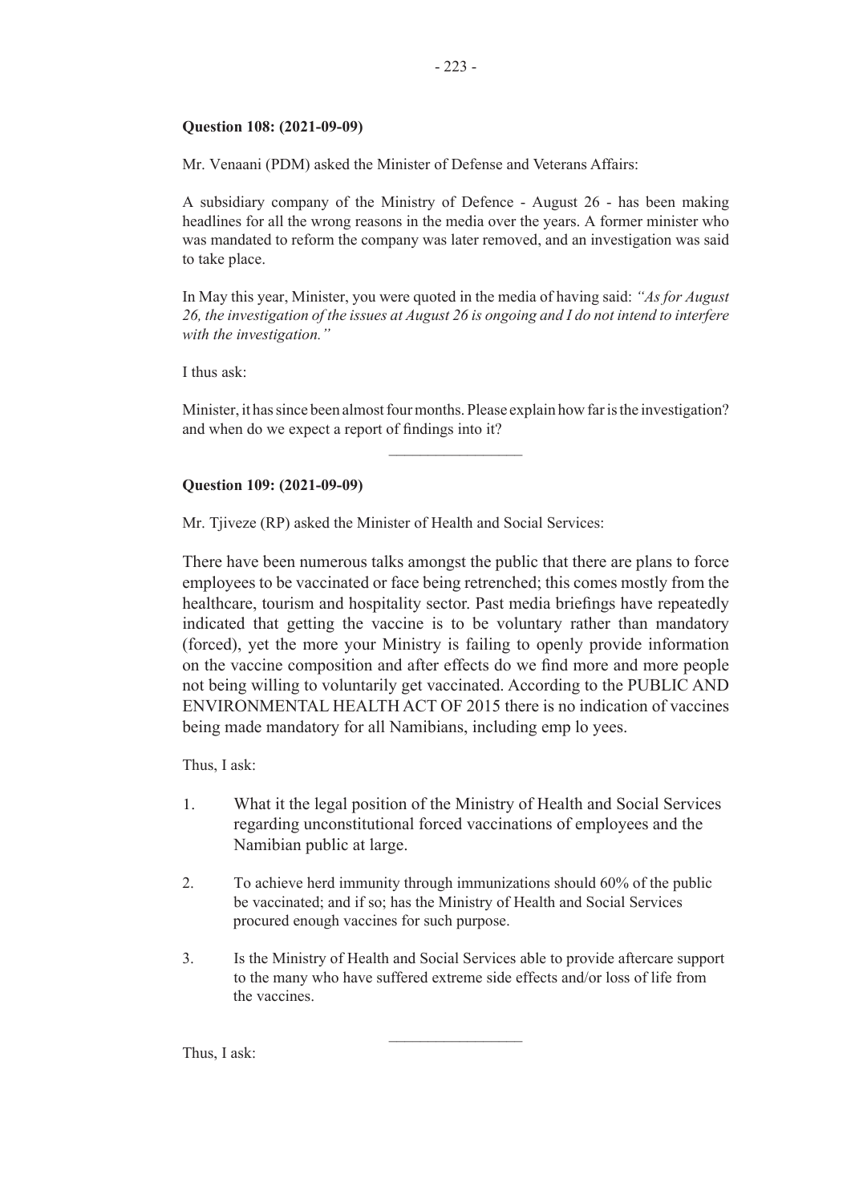**Question 108: (2021-09-09)**

Mr. Venaani (PDM) asked the Minister of Defense and Veterans Affairs:

A subsidiary company of the Ministry of Defence - August 26 - has been making headlines for all the wrong reasons in the media over the years. A former minister who was mandated to reform the company was later removed, and an investigation was said to take place.

In May this year, Minister, you were quoted in the media of having said: *"As for August 26, the investigation of the issues at August 26 is ongoing and I do not intend to interfere with the investigation."*

I thus ask:

Minister, it has since been almost four months. Please explain how far is the investigation? and when do we expect a report of findings into it?

---

**Question 109: (2021-09-09)**

Mr. Tjiveze (RP) asked the Minister of Health and Social Services:

There have been numerous talks amongst the public that there are plans to force employees to be vaccinated or face being retrenched; this comes mostly from the healthcare, tourism and hospitality sector. Past media briefings have repeatedly indicated that getting the vaccine is to be voluntary rather than mandatory (forced), yet the more your Ministry is failing to openly provide information on the vaccine composition and after effects do we find more and more people not being willing to voluntarily get vaccinated. According to the PUBLIC AND ENVIRONMENTAL HEALTH ACT OF 2015 there is no indication of vaccines being made mandatory for all Namibians, including emp lo yees.

Thus, I ask:

1. What it the legal position of the Ministry of Health and Social Services regarding unconstitutional forced vaccinations of employees and the Namibian public at large.

2. To achieve herd immunity through immunizations should 60% of the public be vaccinated; and if so; has the Ministry of Health and Social Services procured enough vaccines for such purpose.

3. Is the Ministry of Health and Social Services able to provide aftercare support to the many who have suffered extreme side effects and/or loss of life from the vaccines.

---

Thus, I ask: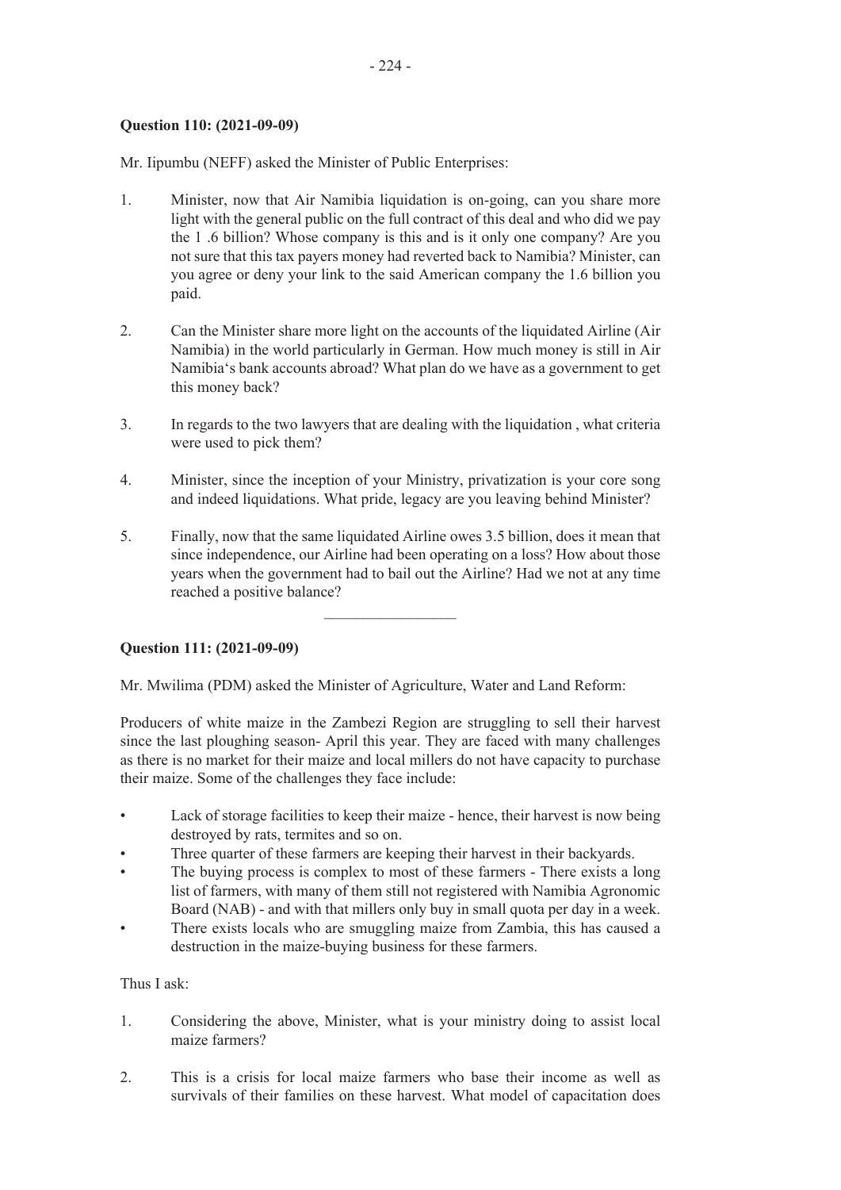**Question 110: (2021-09-09)**

Mr. Iipumbu (NEFF) asked the Minister of Public Enterprises:

1. Minister, now that Air Namibia liquidation is on-going, can you share more light with the general public on the full contract of this deal and who did we pay the 1 .6 billion? Whose company is this and is it only one company? Are you not sure that this tax payers money had reverted back to Namibia? Minister, can you agree or deny your link to the said American company the 1.6 billion you paid.

2. Can the Minister share more light on the accounts of the liquidated Airline (Air Namibia) in the world particularly in German. How much money is still in Air Namibia's bank accounts abroad? What plan do we have as a government to get this money back?

3. In regards to the two lawyers that are dealing with the liquidation , what criteria were used to pick them?

4. Minister, since the inception of your Ministry, privatization is your core song and indeed liquidations. What pride, legacy are you leaving behind Minister?

5. Finally, now that the same liquidated Airline owes 3.5 billion, does it mean that since independence, our Airline had been operating on a loss? How about those years when the government had to bail out the Airline? Had we not at any time reached a positive balance?

---

**Question 111: (2021-09-09)**

Mr. Mwilima (PDM) asked the Minister of Agriculture, Water and Land Reform:

Producers of white maize in the Zambezi Region are struggling to sell their harvest since the last ploughing season- April this year. They are faced with many challenges as there is no market for their maize and local millers do not have capacity to purchase their maize. Some of the challenges they face include:

- Lack of storage facilities to keep their maize - hence, their harvest is now being destroyed by rats, termites and so on.
- Three quarter of these farmers are keeping their harvest in their backyards.
- The buying process is complex to most of these farmers - There exists a long list of farmers, with many of them still not registered with Namibia Agronomic Board (NAB) - and with that millers only buy in small quota per day in a week.
- There exists locals who are smuggling maize from Zambia, this has caused a destruction in the maize-buying business for these farmers.

Thus I ask:

1. Considering the above, Minister, what is your ministry doing to assist local maize farmers?

2. This is a crisis for local maize farmers who base their income as well as survivals of their families on these harvest. What model of capacitation does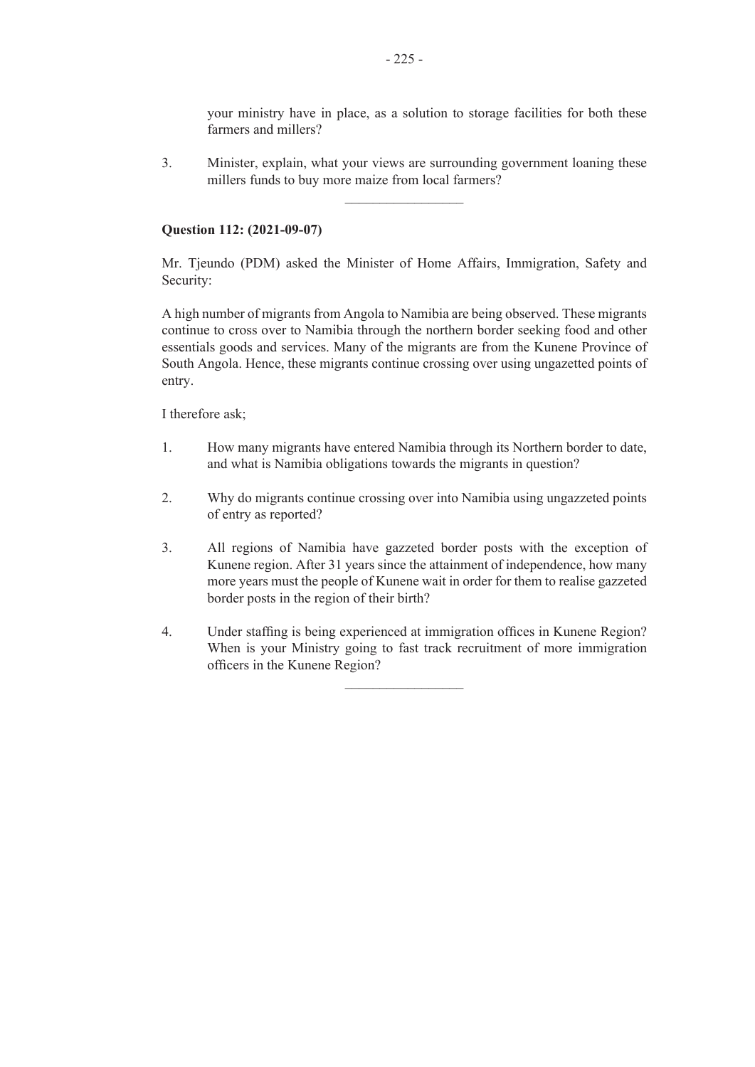your ministry have in place, as a solution to storage facilities for both these farmers and millers?

3. Minister, explain, what your views are surrounding government loaning these millers funds to buy more maize from local farmers?

---

**Question 112: (2021-09-07)**

Mr. Tjeundo (PDM) asked the Minister of Home Affairs, Immigration, Safety and Security:

A high number of migrants from Angola to Namibia are being observed. These migrants continue to cross over to Namibia through the northern border seeking food and other essentials goods and services. Many of the migrants are from the Kunene Province of South Angola. Hence, these migrants continue crossing over using ungazetted points of entry.

I therefore ask;

1. How many migrants have entered Namibia through its Northern border to date, and what is Namibia obligations towards the migrants in question?

2. Why do migrants continue crossing over into Namibia using ungazzeted points of entry as reported?

3. All regions of Namibia have gazzeted border posts with the exception of Kunene region. After 31 years since the attainment of independence, how many more years must the people of Kunene wait in order for them to realise gazzeted border posts in the region of their birth?

4. Under staffing is being experienced at immigration offices in Kunene Region? When is your Ministry going to fast track recruitment of more immigration officers in the Kunene Region?

---